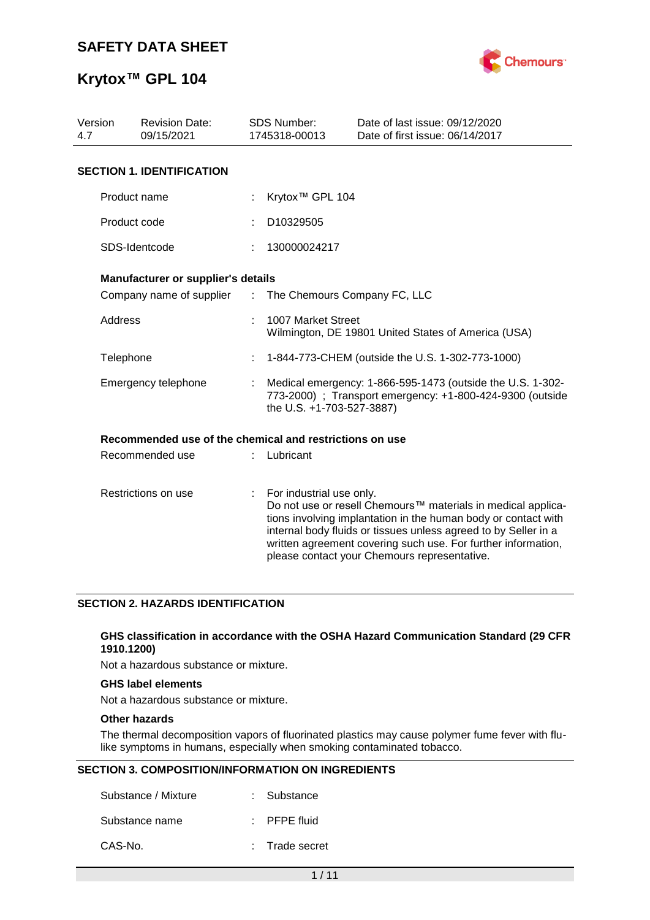# SAFETY DATA SHEET

# Krytox™ GPL 104

| Version | Revision Date: | SDS Number: | Date of last issue: 09/12/2020 |
|---|---|---|---|
| 4.7 | 09/15/2021 | 1745318-00013 | Date of first issue: 06/14/2017 |

## SECTION 1. IDENTIFICATION

| | | |
|---|---|---|
| Product name | : | Krytox™ GPL 104 |
| Product code | : | D10329505 |
| SDS-Identcode | : | 130000024217 |

**Manufacturer or supplier's details**

| | | |
|---|---|---|
| Company name of supplier | : | The Chemours Company FC, LLC |
| Address | : | 1007 Market Street<br>Wilmington, DE 19801 United States of America (USA) |
| Telephone | : | 1-844-773-CHEM (outside the U.S. 1-302-773-1000) |
| Emergency telephone | : | Medical emergency: 1-866-595-1473 (outside the U.S. 1-302-773-2000) ; Transport emergency: +1-800-424-9300 (outside the U.S. +1-703-527-3887) |

**Recommended use of the chemical and restrictions on use**

| | | |
|---|---|---|
| Recommended use | : | Lubricant |
| Restrictions on use | : | For industrial use only.<br>Do not use or resell Chemours™ materials in medical applications involving implantation in the human body or contact with internal body fluids or tissues unless agreed to by Seller in a written agreement covering such use. For further information, please contact your Chemours representative. |

## SECTION 2. HAZARDS IDENTIFICATION

**GHS classification in accordance with the OSHA Hazard Communication Standard (29 CFR 1910.1200)**

Not a hazardous substance or mixture.

**GHS label elements**

Not a hazardous substance or mixture.

**Other hazards**

The thermal decomposition vapors of fluorinated plastics may cause polymer fume fever with flu-like symptoms in humans, especially when smoking contaminated tobacco.

## SECTION 3. COMPOSITION/INFORMATION ON INGREDIENTS

| | | |
|---|---|---|
| Substance / Mixture | : | Substance |
| Substance name | : | PFPE fluid |
| CAS-No. | : | Trade secret |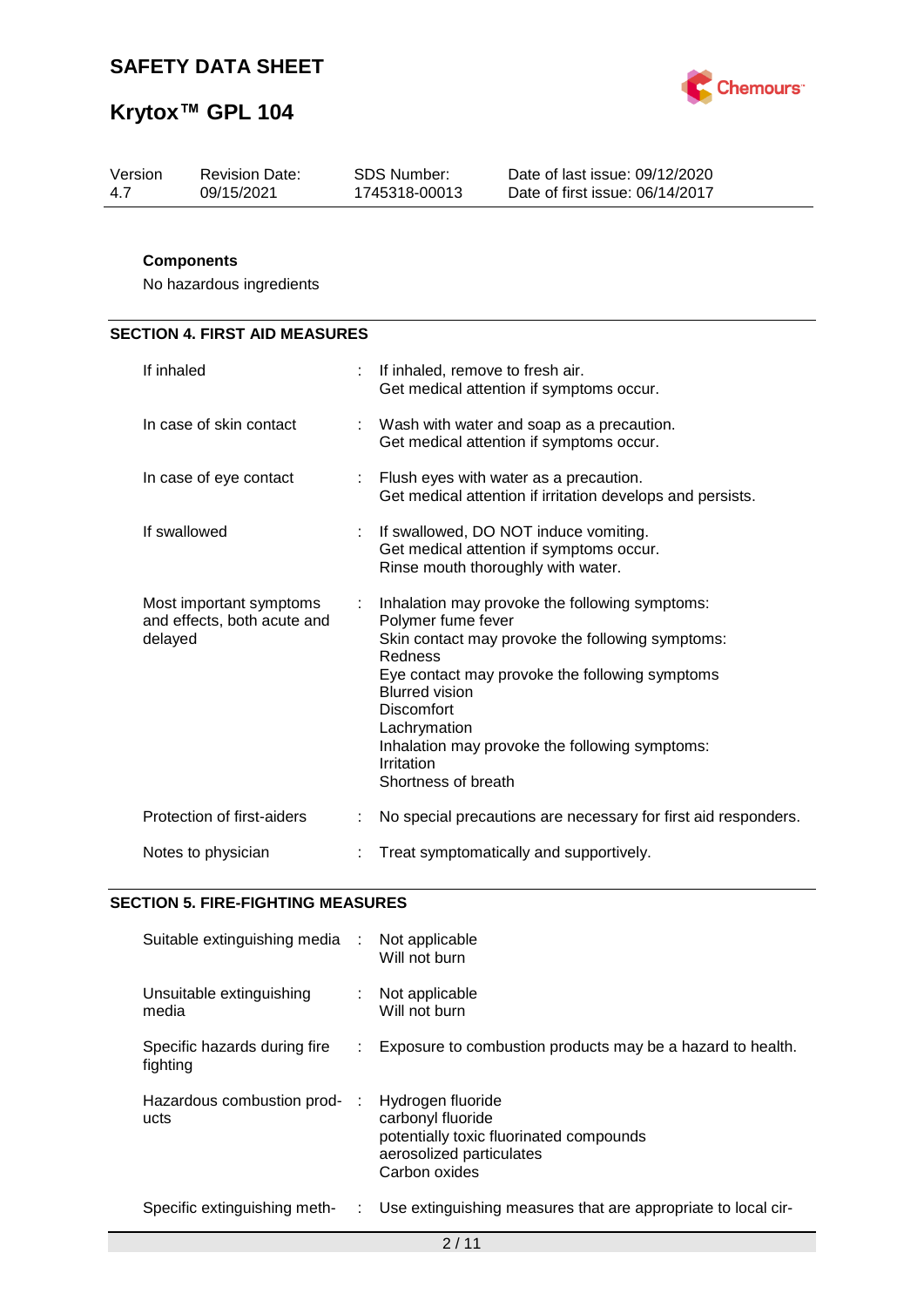**Components**

No hazardous ingredients

## SECTION 4. FIRST AID MEASURES

| | | |
|---|---|---|
| If inhaled | : | If inhaled, remove to fresh air.<br>Get medical attention if symptoms occur. |
| In case of skin contact | : | Wash with water and soap as a precaution.<br>Get medical attention if symptoms occur. |
| In case of eye contact | : | Flush eyes with water as a precaution.<br>Get medical attention if irritation develops and persists. |
| If swallowed | : | If swallowed, DO NOT induce vomiting.<br>Get medical attention if symptoms occur.<br>Rinse mouth thoroughly with water. |
| Most important symptoms and effects, both acute and delayed | : | Inhalation may provoke the following symptoms:<br>Polymer fume fever<br>Skin contact may provoke the following symptoms:<br>Redness<br>Eye contact may provoke the following symptoms<br>Blurred vision<br>Discomfort<br>Lachrymation<br>Inhalation may provoke the following symptoms:<br>Irritation<br>Shortness of breath |
| Protection of first-aiders | : | No special precautions are necessary for first aid responders. |
| Notes to physician | : | Treat symptomatically and supportively. |

## SECTION 5. FIRE-FIGHTING MEASURES

| | | |
|---|---|---|
| Suitable extinguishing media | : | Not applicable<br>Will not burn |
| Unsuitable extinguishing media | : | Not applicable<br>Will not burn |
| Specific hazards during fire fighting | : | Exposure to combustion products may be a hazard to health. |
| Hazardous combustion products | : | Hydrogen fluoride<br>carbonyl fluoride<br>potentially toxic fluorinated compounds<br>aerosolized particulates<br>Carbon oxides |
| Specific extinguishing meth- | : | Use extinguishing measures that are appropriate to local cir- |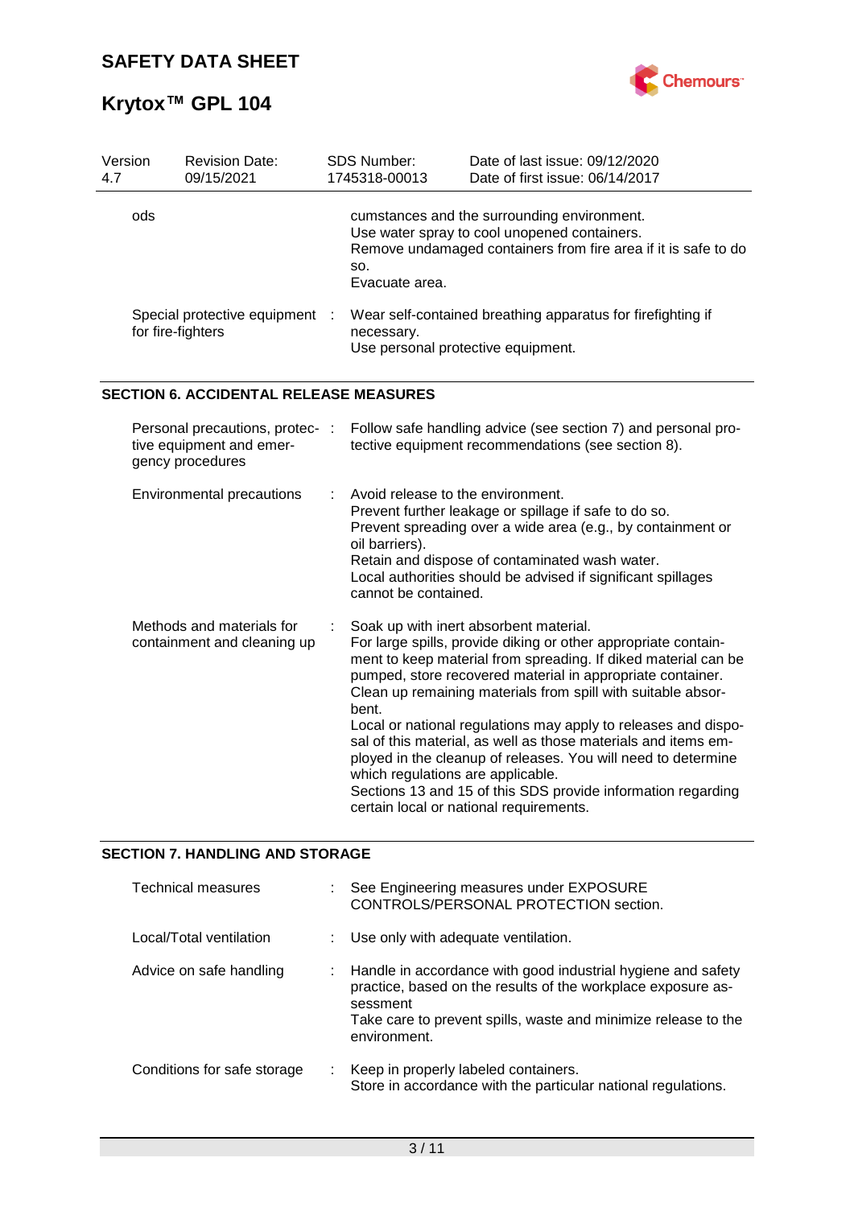| Version | Revision Date: | SDS Number: | Date of last issue: 09/12/2020 |
|---|---|---|---|
| 4.7 | 09/15/2021 | 1745318-00013 | Date of first issue: 06/14/2017 |

| | |
|---|---|
| ods | cumstances and the surrounding environment.<br>Use water spray to cool unopened containers.<br>Remove undamaged containers from fire area if it is safe to do so.<br>Evacuate area. |
| Special protective equipment for fire-fighters | Wear self-contained breathing apparatus for firefighting if necessary.<br>Use personal protective equipment. |

## SECTION 6. ACCIDENTAL RELEASE MEASURES

| | |
|---|---|
| Personal precautions, protective equipment and emergency procedures | Follow safe handling advice (see section 7) and personal protective equipment recommendations (see section 8). |
| Environmental precautions | Avoid release to the environment.<br>Prevent further leakage or spillage if safe to do so.<br>Prevent spreading over a wide area (e.g., by containment or oil barriers).<br>Retain and dispose of contaminated wash water.<br>Local authorities should be advised if significant spillages cannot be contained. |
| Methods and materials for containment and cleaning up | Soak up with inert absorbent material.<br>For large spills, provide diking or other appropriate containment to keep material from spreading. If diked material can be pumped, store recovered material in appropriate container.<br>Clean up remaining materials from spill with suitable absorbent.<br>Local or national regulations may apply to releases and disposal of this material, as well as those materials and items employed in the cleanup of releases. You will need to determine which regulations are applicable.<br>Sections 13 and 15 of this SDS provide information regarding certain local or national requirements. |

## SECTION 7. HANDLING AND STORAGE

| | |
|---|---|
| Technical measures | See Engineering measures under EXPOSURE CONTROLS/PERSONAL PROTECTION section. |
| Local/Total ventilation | Use only with adequate ventilation. |
| Advice on safe handling | Handle in accordance with good industrial hygiene and safety practice, based on the results of the workplace exposure assessment<br>Take care to prevent spills, waste and minimize release to the environment. |
| Conditions for safe storage | Keep in properly labeled containers.<br>Store in accordance with the particular national regulations. |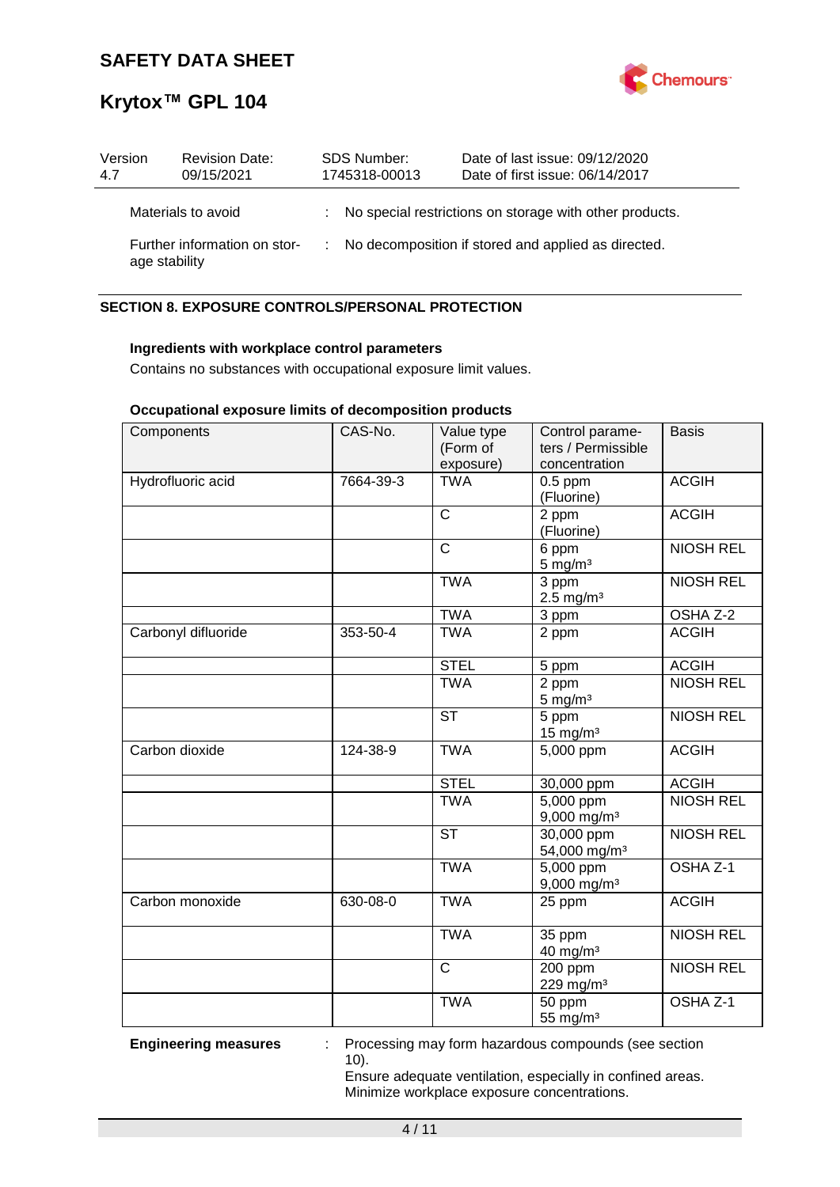| Version | Revision Date: | SDS Number: | Date of last issue: 09/12/2020 |
|---|---|---|---|
| 4.7 | 09/15/2021 | 1745318-00013 | Date of first issue: 06/14/2017 |

Materials to avoid : No special restrictions on storage with other products.

Further information on storage stability : No decomposition if stored and applied as directed.

## SECTION 8. EXPOSURE CONTROLS/PERSONAL PROTECTION

**Ingredients with workplace control parameters**

Contains no substances with occupational exposure limit values.

**Occupational exposure limits of decomposition products**

| Components | CAS-No. | Value type (Form of exposure) | Control parameters / Permissible concentration | Basis |
|---|---|---|---|---|
| Hydrofluoric acid | 7664-39-3 | TWA | 0.5 ppm (Fluorine) | ACGIH |
| | | C | 2 ppm (Fluorine) | ACGIH |
| | | C | 6 ppm 5 mg/m³ | NIOSH REL |
| | | TWA | 3 ppm 2.5 mg/m³ | NIOSH REL |
| | | TWA | 3 ppm | OSHA Z-2 |
| Carbonyl difluoride | 353-50-4 | TWA | 2 ppm | ACGIH |
| | | STEL | 5 ppm | ACGIH |
| | | TWA | 2 ppm 5 mg/m³ | NIOSH REL |
| | | ST | 5 ppm 15 mg/m³ | NIOSH REL |
| Carbon dioxide | 124-38-9 | TWA | 5,000 ppm | ACGIH |
| | | STEL | 30,000 ppm | ACGIH |
| | | TWA | 5,000 ppm 9,000 mg/m³ | NIOSH REL |
| | | ST | 30,000 ppm 54,000 mg/m³ | NIOSH REL |
| | | TWA | 5,000 ppm 9,000 mg/m³ | OSHA Z-1 |
| Carbon monoxide | 630-08-0 | TWA | 25 ppm | ACGIH |
| | | TWA | 35 ppm 40 mg/m³ | NIOSH REL |
| | | C | 200 ppm 229 mg/m³ | NIOSH REL |
| | | TWA | 50 ppm 55 mg/m³ | OSHA Z-1 |

**Engineering measures** : Processing may form hazardous compounds (see section 10).
Ensure adequate ventilation, especially in confined areas.
Minimize workplace exposure concentrations.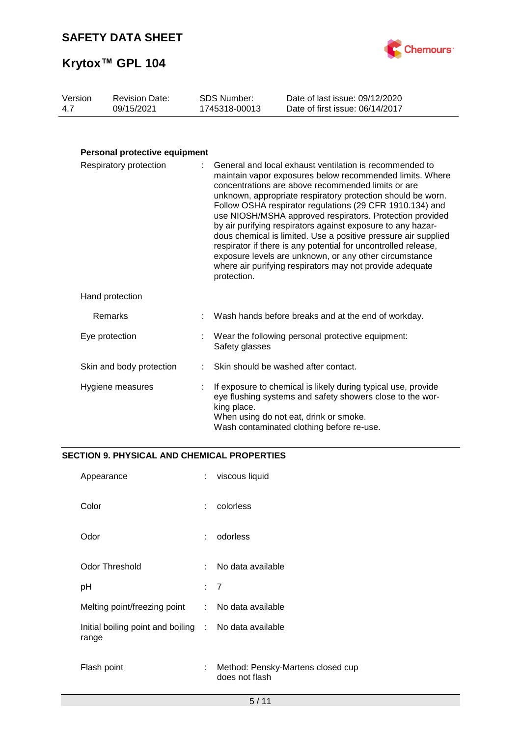**Personal protective equipment**

| | | |
|---|---|---|
| Respiratory protection | : | General and local exhaust ventilation is recommended to maintain vapor exposures below recommended limits. Where concentrations are above recommended limits or are unknown, appropriate respiratory protection should be worn. Follow OSHA respirator regulations (29 CFR 1910.134) and use NIOSH/MSHA approved respirators. Protection provided by air purifying respirators against exposure to any hazardous chemical is limited. Use a positive pressure air supplied respirator if there is any potential for uncontrolled release, exposure levels are unknown, or any other circumstance where air purifying respirators may not provide adequate protection. |
| Hand protection | | |
| Remarks | : | Wash hands before breaks and at the end of workday. |
| Eye protection | : | Wear the following personal protective equipment: Safety glasses |
| Skin and body protection | : | Skin should be washed after contact. |
| Hygiene measures | : | If exposure to chemical is likely during typical use, provide eye flushing systems and safety showers close to the working place. When using do not eat, drink or smoke. Wash contaminated clothing before re-use. |

## SECTION 9. PHYSICAL AND CHEMICAL PROPERTIES

| | | |
|---|---|---|
| Appearance | : | viscous liquid |
| Color | : | colorless |
| Odor | : | odorless |
| Odor Threshold | : | No data available |
| pH | : | 7 |
| Melting point/freezing point | : | No data available |
| Initial boiling point and boiling range | : | No data available |
| Flash point | : | Method: Pensky-Martens closed cup does not flash |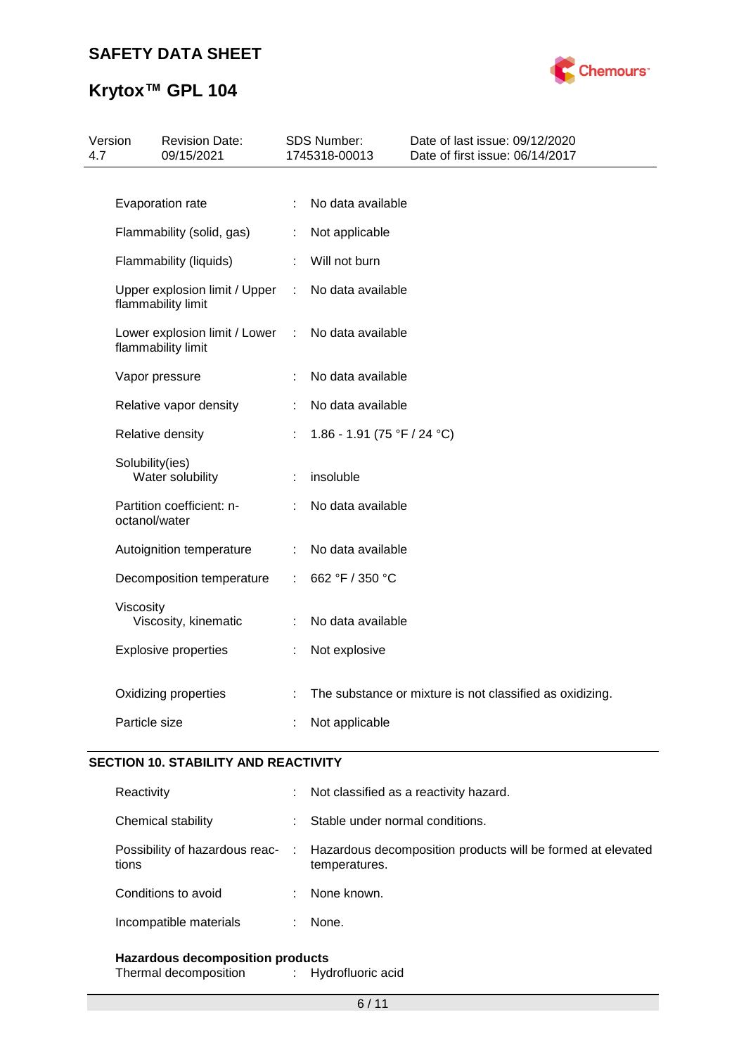| | | |
|---|---|---|
| Evaporation rate | : | No data available |
| Flammability (solid, gas) | : | Not applicable |
| Flammability (liquids) | : | Will not burn |
| Upper explosion limit / Upper flammability limit | : | No data available |
| Lower explosion limit / Lower flammability limit | : | No data available |
| Vapor pressure | : | No data available |
| Relative vapor density | : | No data available |
| Relative density | : | 1.86 - 1.91 (75 °F / 24 °C) |
| Solubility(ies) | | |
| Water solubility | : | insoluble |
| Partition coefficient: n-octanol/water | : | No data available |
| Autoignition temperature | : | No data available |
| Decomposition temperature | : | 662 °F / 350 °C |
| Viscosity | | |
| Viscosity, kinematic | : | No data available |
| Explosive properties | : | Not explosive |
| Oxidizing properties | : | The substance or mixture is not classified as oxidizing. |
| Particle size | : | Not applicable |

## SECTION 10. STABILITY AND REACTIVITY

| | | |
|---|---|---|
| Reactivity | : | Not classified as a reactivity hazard. |
| Chemical stability | : | Stable under normal conditions. |
| Possibility of hazardous reactions | : | Hazardous decomposition products will be formed at elevated temperatures. |
| Conditions to avoid | : | None known. |
| Incompatible materials | : | None. |

**Hazardous decomposition products**

| | | |
|---|---|---|
| Thermal decomposition | : | Hydrofluoric acid |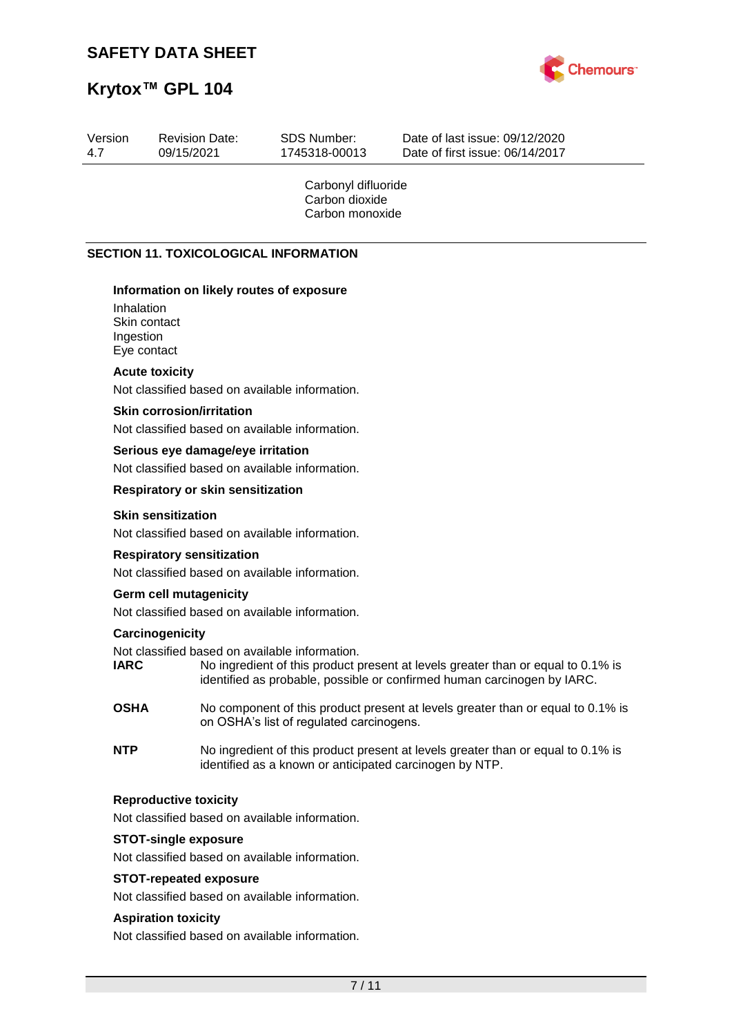Carbonyl difluoride
Carbon dioxide
Carbon monoxide

## SECTION 11. TOXICOLOGICAL INFORMATION

**Information on likely routes of exposure**

Inhalation
Skin contact
Ingestion
Eye contact

**Acute toxicity**

Not classified based on available information.

**Skin corrosion/irritation**

Not classified based on available information.

**Serious eye damage/eye irritation**

Not classified based on available information.

**Respiratory or skin sensitization**

**Skin sensitization**

Not classified based on available information.

**Respiratory sensitization**

Not classified based on available information.

**Germ cell mutagenicity**

Not classified based on available information.

**Carcinogenicity**

Not classified based on available information.

**IARC** No ingredient of this product present at levels greater than or equal to 0.1% is identified as probable, possible or confirmed human carcinogen by IARC.

**OSHA** No component of this product present at levels greater than or equal to 0.1% is on OSHA's list of regulated carcinogens.

**NTP** No ingredient of this product present at levels greater than or equal to 0.1% is identified as a known or anticipated carcinogen by NTP.

**Reproductive toxicity**

Not classified based on available information.

**STOT-single exposure**

Not classified based on available information.

**STOT-repeated exposure**

Not classified based on available information.

**Aspiration toxicity**

Not classified based on available information.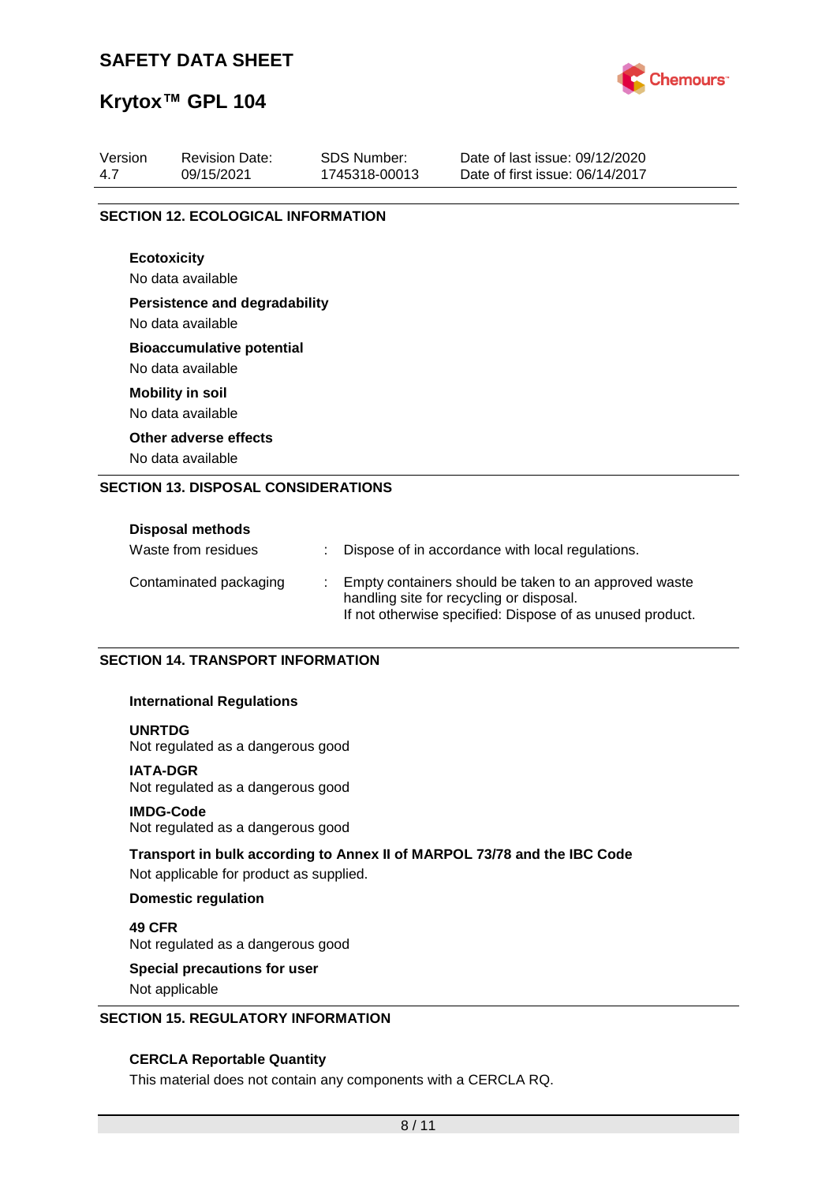## SECTION 12. ECOLOGICAL INFORMATION

**Ecotoxicity**

No data available

**Persistence and degradability**

No data available

**Bioaccumulative potential**

No data available

**Mobility in soil**

No data available

**Other adverse effects**

No data available

## SECTION 13. DISPOSAL CONSIDERATIONS

**Disposal methods**

| | | |
|---|---|---|
| Waste from residues | : | Dispose of in accordance with local regulations. |
| Contaminated packaging | : | Empty containers should be taken to an approved waste handling site for recycling or disposal.<br>If not otherwise specified: Dispose of as unused product. |

## SECTION 14. TRANSPORT INFORMATION

**International Regulations**

**UNRTDG**

Not regulated as a dangerous good

**IATA-DGR**

Not regulated as a dangerous good

**IMDG-Code**

Not regulated as a dangerous good

**Transport in bulk according to Annex II of MARPOL 73/78 and the IBC Code**

Not applicable for product as supplied.

**Domestic regulation**

**49 CFR**

Not regulated as a dangerous good

**Special precautions for user**

Not applicable

## SECTION 15. REGULATORY INFORMATION

**CERCLA Reportable Quantity**

This material does not contain any components with a CERCLA RQ.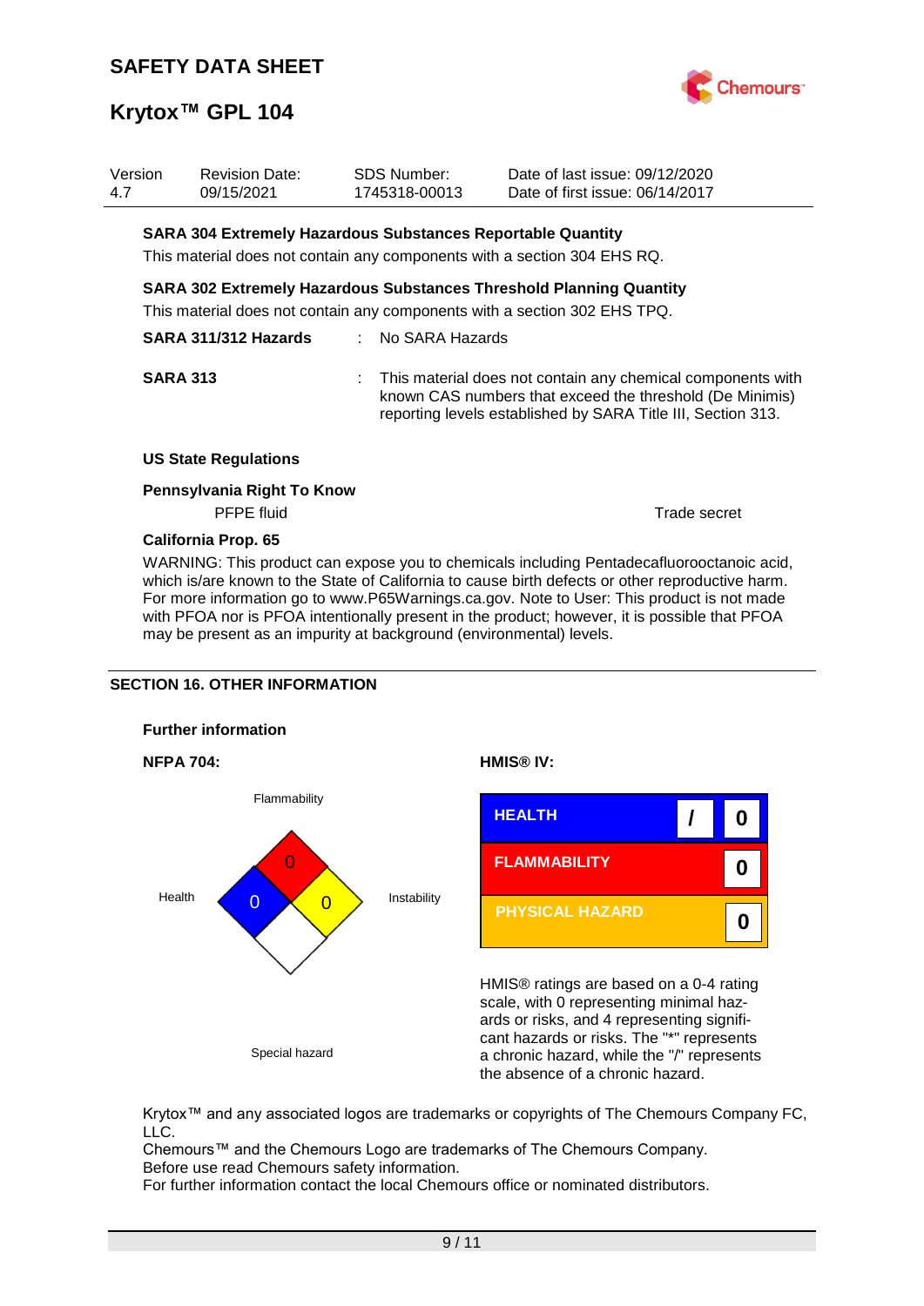| Version | Revision Date: | SDS Number: | Date of last issue: 09/12/2020 |
|---|---|---|---|
| 4.7 | 09/15/2021 | 1745318-00013 | Date of first issue: 06/14/2017 |

**SARA 304 Extremely Hazardous Substances Reportable Quantity**

This material does not contain any components with a section 304 EHS RQ.

**SARA 302 Extremely Hazardous Substances Threshold Planning Quantity**

This material does not contain any components with a section 302 EHS TPQ.

**SARA 311/312 Hazards** : No SARA Hazards

**SARA 313** : This material does not contain any chemical components with known CAS numbers that exceed the threshold (De Minimis) reporting levels established by SARA Title III, Section 313.

**US State Regulations**

**Pennsylvania Right To Know**

| | |
|---|---|
| PFPE fluid | Trade secret |

**California Prop. 65**

WARNING: This product can expose you to chemicals including Pentadecafluorooctanoic acid, which is/are known to the State of California to cause birth defects or other reproductive harm. For more information go to www.P65Warnings.ca.gov. Note to User: This product is not made with PFOA nor is PFOA intentionally present in the product; however, it is possible that PFOA may be present as an impurity at background (environmental) levels.

## SECTION 16. OTHER INFORMATION

**Further information**

**NFPA 704:**

| | |
|---|---|
| Flammability | 0 |
| Health | 0 |
| Instability | 0 |
| Special hazard | |

**HMIS® IV:**

| | | |
|---|---|---|
| HEALTH | / | 0 |
| FLAMMABILITY | | 0 |
| PHYSICAL HAZARD | | 0 |

HMIS® ratings are based on a 0-4 rating scale, with 0 representing minimal hazards or risks, and 4 representing significant hazards or risks. The "*" represents a chronic hazard, while the "/" represents the absence of a chronic hazard.

Krytox™ and any associated logos are trademarks or copyrights of The Chemours Company FC, LLC.
Chemours™ and the Chemours Logo are trademarks of The Chemours Company.
Before use read Chemours safety information.
For further information contact the local Chemours office or nominated distributors.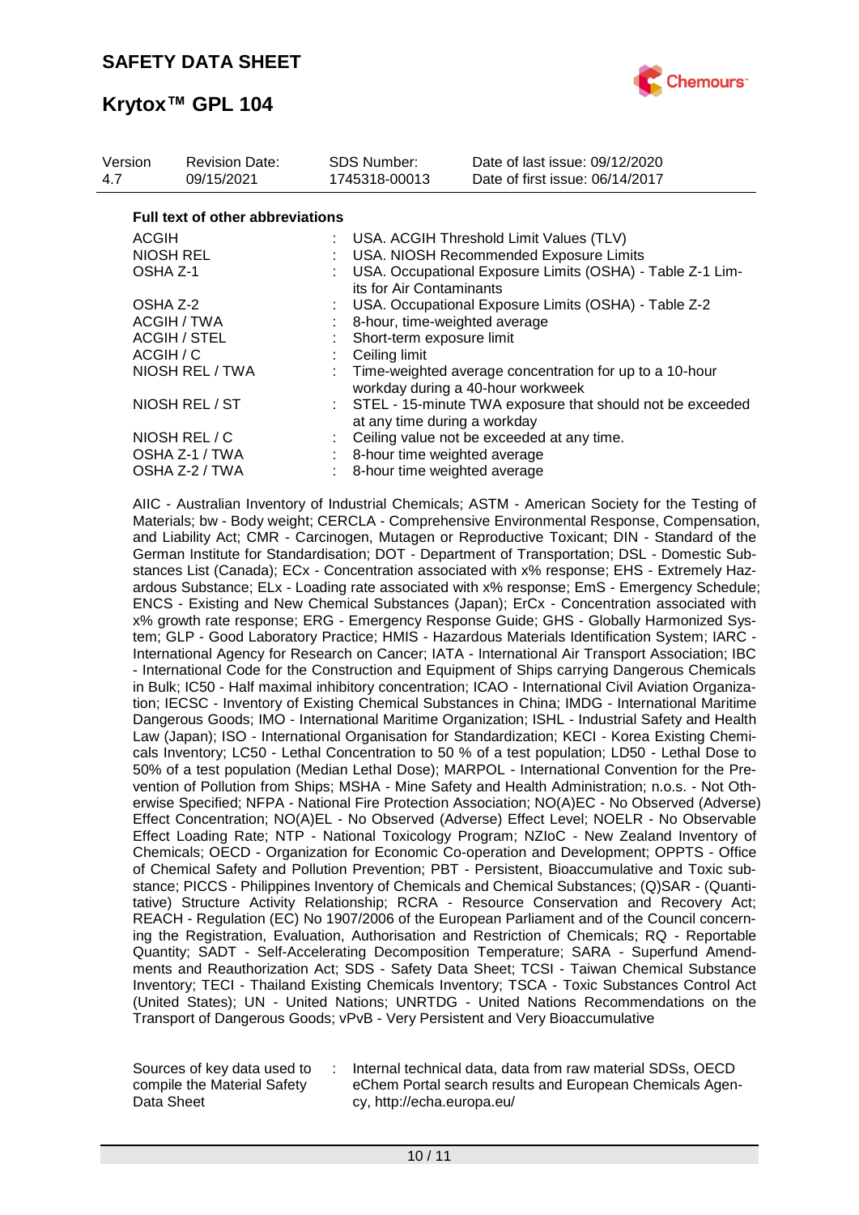**Full text of other abbreviations**

| | | |
|---|---|---|
| ACGIH | : | USA. ACGIH Threshold Limit Values (TLV) |
| NIOSH REL | : | USA. NIOSH Recommended Exposure Limits |
| OSHA Z-1 | : | USA. Occupational Exposure Limits (OSHA) - Table Z-1 Limits for Air Contaminants |
| OSHA Z-2 | : | USA. Occupational Exposure Limits (OSHA) - Table Z-2 |
| ACGIH / TWA | : | 8-hour, time-weighted average |
| ACGIH / STEL | : | Short-term exposure limit |
| ACGIH / C | : | Ceiling limit |
| NIOSH REL / TWA | : | Time-weighted average concentration for up to a 10-hour workday during a 40-hour workweek |
| NIOSH REL / ST | : | STEL - 15-minute TWA exposure that should not be exceeded at any time during a workday |
| NIOSH REL / C | : | Ceiling value not be exceeded at any time. |
| OSHA Z-1 / TWA | : | 8-hour time weighted average |
| OSHA Z-2 / TWA | : | 8-hour time weighted average |

AIIC - Australian Inventory of Industrial Chemicals; ASTM - American Society for the Testing of Materials; bw - Body weight; CERCLA - Comprehensive Environmental Response, Compensation, and Liability Act; CMR - Carcinogen, Mutagen or Reproductive Toxicant; DIN - Standard of the German Institute for Standardisation; DOT - Department of Transportation; DSL - Domestic Substances List (Canada); ECx - Concentration associated with x% response; EHS - Extremely Hazardous Substance; ELx - Loading rate associated with x% response; EmS - Emergency Schedule; ENCS - Existing and New Chemical Substances (Japan); ErCx - Concentration associated with x% growth rate response; ERG - Emergency Response Guide; GHS - Globally Harmonized System; GLP - Good Laboratory Practice; HMIS - Hazardous Materials Identification System; IARC - International Agency for Research on Cancer; IATA - International Air Transport Association; IBC - International Code for the Construction and Equipment of Ships carrying Dangerous Chemicals in Bulk; IC50 - Half maximal inhibitory concentration; ICAO - International Civil Aviation Organization; IECSC - Inventory of Existing Chemical Substances in China; IMDG - International Maritime Dangerous Goods; IMO - International Maritime Organization; ISHL - Industrial Safety and Health Law (Japan); ISO - International Organisation for Standardization; KECI - Korea Existing Chemicals Inventory; LC50 - Lethal Concentration to 50 % of a test population; LD50 - Lethal Dose to 50% of a test population (Median Lethal Dose); MARPOL - International Convention for the Prevention of Pollution from Ships; MSHA - Mine Safety and Health Administration; n.o.s. - Not Otherwise Specified; NFPA - National Fire Protection Association; NO(A)EC - No Observed (Adverse) Effect Concentration; NO(A)EL - No Observed (Adverse) Effect Level; NOELR - No Observable Effect Loading Rate; NTP - National Toxicology Program; NZIoC - New Zealand Inventory of Chemicals; OECD - Organization for Economic Co-operation and Development; OPPTS - Office of Chemical Safety and Pollution Prevention; PBT - Persistent, Bioaccumulative and Toxic substance; PICCS - Philippines Inventory of Chemicals and Chemical Substances; (Q)SAR - (Quantitative) Structure Activity Relationship; RCRA - Resource Conservation and Recovery Act; REACH - Regulation (EC) No 1907/2006 of the European Parliament and of the Council concerning the Registration, Evaluation, Authorisation and Restriction of Chemicals; RQ - Reportable Quantity; SADT - Self-Accelerating Decomposition Temperature; SARA - Superfund Amendments and Reauthorization Act; SDS - Safety Data Sheet; TCSI - Taiwan Chemical Substance Inventory; TECI - Thailand Existing Chemicals Inventory; TSCA - Toxic Substances Control Act (United States); UN - United Nations; UNRTDG - United Nations Recommendations on the Transport of Dangerous Goods; vPvB - Very Persistent and Very Bioaccumulative

| | | |
|---|---|---|
| Sources of key data used to compile the Material Safety Data Sheet | : | Internal technical data, data from raw material SDSs, OECD eChem Portal search results and European Chemicals Agency, http://echa.europa.eu/ |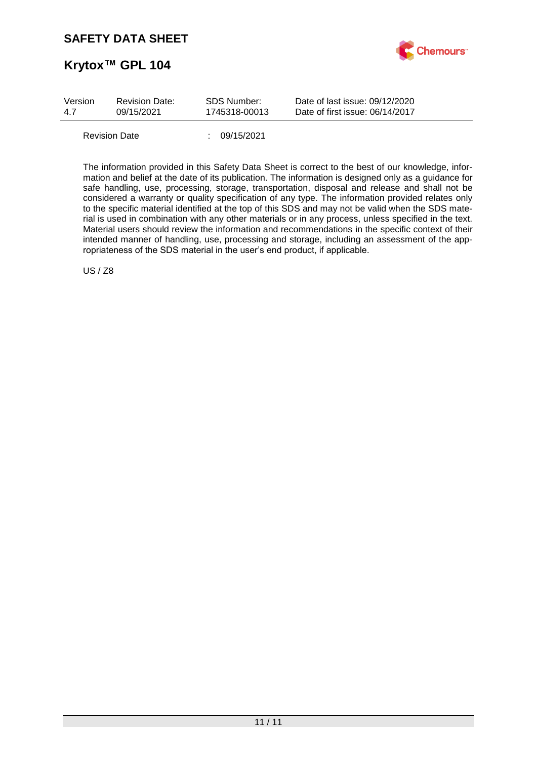| Version | Revision Date: | SDS Number: | Date of last issue: 09/12/2020 |
|---|---|---|---|
| 4.7 | 09/15/2021 | 1745318-00013 | Date of first issue: 06/14/2017 |

Revision Date : 09/15/2021

The information provided in this Safety Data Sheet is correct to the best of our knowledge, information and belief at the date of its publication. The information is designed only as a guidance for safe handling, use, processing, storage, transportation, disposal and release and shall not be considered a warranty or quality specification of any type. The information provided relates only to the specific material identified at the top of this SDS and may not be valid when the SDS material is used in combination with any other materials or in any process, unless specified in the text. Material users should review the information and recommendations in the specific context of their intended manner of handling, use, processing and storage, including an assessment of the appropriateness of the SDS material in the user's end product, if applicable.

US / Z8